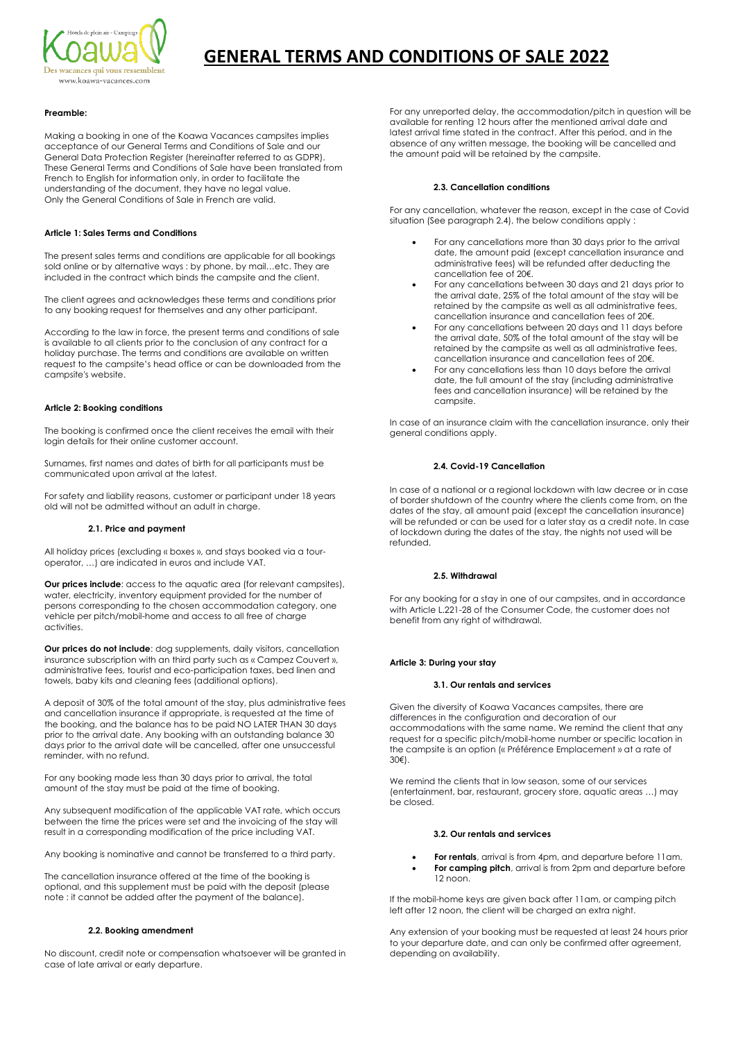# GENERAL TERMS AND CONDITIONS OF SALE 2022

**Preamble:**

Making a booking in one of the Koawa Vacances campsites implies acceptance of our General Terms and Conditions of Sale and our General Data Protection Register (hereinafter referred to as GDPR). These General Terms and Conditions of Sale have been translated from French to English for information only, in order to facilitate the understanding of the document, they have no legal value. Only the General Conditions of Sale in French are valid.

**Article 1: Sales Terms and Conditions**

The present sales terms and conditions are applicable for all bookings sold online or by alternative ways : by phone, by mail…etc. They are included in the contract which binds the campsite and the client.

The client agrees and acknowledges these terms and conditions prior to any booking request for themselves and any other participant.

According to the law in force, the present terms and conditions of sale is available to all clients prior to the conclusion of any contract for a holiday purchase. The terms and conditions are available on written request to the campsite's head office or can be downloaded from the campsite's website.

**Article 2: Booking conditions**

The booking is confirmed once the client receives the email with their login details for their online customer account.

Surnames, first names and dates of birth for all participants must be communicated upon arrival at the latest.

For safety and liability reasons, customer or participant under 18 years old will not be admitted without an adult in charge.

**2.1. Price and payment**

All holiday prices (excluding « boxes », and stays booked via a tour-operator, …) are indicated in euros and include VAT.

**Our prices include**: access to the aquatic area (for relevant campsites), water, electricity, inventory equipment provided for the number of persons corresponding to the chosen accommodation category, one vehicle per pitch/mobil-home and access to all free of charge activities.

**Our prices do not include**: dog supplements, daily visitors, cancellation insurance subscription with an third party such as « Campez Couvert », administrative fees, tourist and eco-participation taxes, bed linen and towels, baby kits and cleaning fees (additional options).

A deposit of 30% of the total amount of the stay, plus administrative fees and cancellation insurance if appropriate, is requested at the time of the booking, and the balance has to be paid NO LATER THAN 30 days prior to the arrival date. Any booking with an outstanding balance 30 days prior to the arrival date will be cancelled, after one unsuccessful reminder, with no refund.

For any booking made less than 30 days prior to arrival, the total amount of the stay must be paid at the time of booking.

Any subsequent modification of the applicable VAT rate, which occurs between the time the prices were set and the invoicing of the stay will result in a corresponding modification of the price including VAT.

Any booking is nominative and cannot be transferred to a third party.

The cancellation insurance offered at the time of the booking is optional, and this supplement must be paid with the deposit (please note : it cannot be added after the payment of the balance).

**2.2. Booking amendment**

No discount, credit note or compensation whatsoever will be granted in case of late arrival or early departure.

For any unreported delay, the accommodation/pitch in question will be available for renting 12 hours after the mentioned arrival date and latest arrival time stated in the contract. After this period, and in the absence of any written message, the booking will be cancelled and the amount paid will be retained by the campsite.

**2.3. Cancellation conditions**

For any cancellation, whatever the reason, except in the case of Covid situation (See paragraph 2.4), the below conditions apply :

- For any cancellations more than 30 days prior to the arrival date, the amount paid (except cancellation insurance and administrative fees) will be refunded after deducting the cancellation fee of 20€.
- For any cancellations between 30 days and 21 days prior to the arrival date, 25% of the total amount of the stay will be retained by the campsite as well as all administrative fees, cancellation insurance and cancellation fees of 20€.
- For any cancellations between 20 days and 11 days before the arrival date, 50% of the total amount of the stay will be retained by the campsite as well as all administrative fees, cancellation insurance and cancellation fees of 20€.
- For any cancellations less than 10 days before the arrival date, the full amount of the stay (including administrative fees and cancellation insurance) will be retained by the campsite.

In case of an insurance claim with the cancellation insurance, only their general conditions apply.

**2.4. Covid-19 Cancellation**

In case of a national or a regional lockdown with law decree or in case of border shutdown of the country where the clients come from, on the dates of the stay, all amount paid (except the cancellation insurance) will be refunded or can be used for a later stay as a credit note. In case of lockdown during the dates of the stay, the nights not used will be refunded.

**2.5. Withdrawal**

For any booking for a stay in one of our campsites, and in accordance with Article L.221-28 of the Consumer Code, the customer does not benefit from any right of withdrawal.

**Article 3: During your stay**

**3.1. Our rentals and services**

Given the diversity of Koawa Vacances campsites, there are differences in the configuration and decoration of our accommodations with the same name. We remind the client that any request for a specific pitch/mobil-home number or specific location in the campsite is an option (« Préférence Emplacement » at a rate of 30€).

We remind the clients that in low season, some of our services (entertainment, bar, restaurant, grocery store, aquatic areas …) may be closed.

**3.2. Our rentals and services**

- **For rentals**, arrival is from 4pm, and departure before 11am.
- **For camping pitch**, arrival is from 2pm and departure before 12 noon.

If the mobil-home keys are given back after 11am, or camping pitch left after 12 noon, the client will be charged an extra night.

Any extension of your booking must be requested at least 24 hours prior to your departure date, and can only be confirmed after agreement, depending on availability.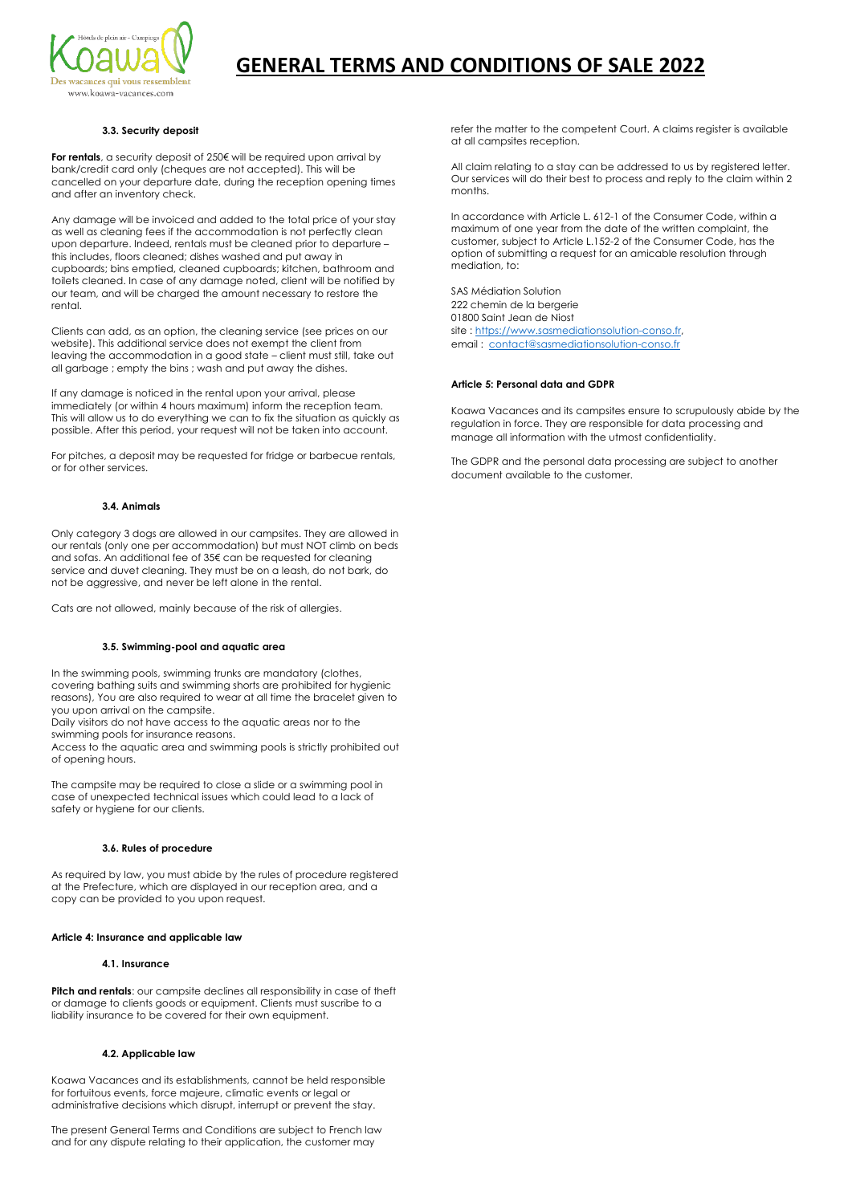# GENERAL TERMS AND CONDITIONS OF SALE 2022

#### 3.3. Security deposit

**For rentals**, a security deposit of 250€ will be required upon arrival by bank/credit card only (cheques are not accepted). This will be cancelled on your departure date, during the reception opening times and after an inventory check.

Any damage will be invoiced and added to the total price of your stay as well as cleaning fees if the accommodation is not perfectly clean upon departure. Indeed, rentals must be cleaned prior to departure – this includes, floors cleaned; dishes washed and put away in cupboards; bins emptied, cleaned cupboards; kitchen, bathroom and toilets cleaned. In case of any damage noted, client will be notified by our team, and will be charged the amount necessary to restore the rental.

Clients can add, as an option, the cleaning service (see prices on our website). This additional service does not exempt the client from leaving the accommodation in a good state – client must still, take out all garbage ; empty the bins ; wash and put away the dishes.

If any damage is noticed in the rental upon your arrival, please immediately (or within 4 hours maximum) inform the reception team. This will allow us to do everything we can to fix the situation as quickly as possible. After this period, your request will not be taken into account.

For pitches, a deposit may be requested for fridge or barbecue rentals, or for other services.

#### 3.4. Animals

Only category 3 dogs are allowed in our campsites. They are allowed in our rentals (only one per accommodation) but must NOT climb on beds and sofas. An additional fee of 35€ can be requested for cleaning service and duvet cleaning. They must be on a leash, do not bark, do not be aggressive, and never be left alone in the rental.

Cats are not allowed, mainly because of the risk of allergies.

#### 3.5. Swimming-pool and aquatic area

In the swimming pools, swimming trunks are mandatory (clothes, covering bathing suits and swimming shorts are prohibited for hygienic reasons), You are also required to wear at all time the bracelet given to you upon arrival on the campsite.
Daily visitors do not have access to the aquatic areas nor to the swimming pools for insurance reasons.
Access to the aquatic area and swimming pools is strictly prohibited out of opening hours.

The campsite may be required to close a slide or a swimming pool in case of unexpected technical issues which could lead to a lack of safety or hygiene for our clients.

#### 3.6. Rules of procedure

As required by law, you must abide by the rules of procedure registered at the Prefecture, which are displayed in our reception area, and a copy can be provided to you upon request.

### Article 4: Insurance and applicable law

#### 4.1. Insurance

**Pitch and rentals**: our campsite declines all responsibility in case of theft or damage to clients goods or equipment. Clients must suscribe to a liability insurance to be covered for their own equipment.

#### 4.2. Applicable law

Koawa Vacances and its establishments, cannot be held responsible for fortuitous events, force majeure, climatic events or legal or administrative decisions which disrupt, interrupt or prevent the stay.

The present General Terms and Conditions are subject to French law and for any dispute relating to their application, the customer may refer the matter to the competent Court. A claims register is available at all campsites reception.

All claim relating to a stay can be addressed to us by registered letter. Our services will do their best to process and reply to the claim within 2 months.

In accordance with Article L. 612-1 of the Consumer Code, within a maximum of one year from the date of the written complaint, the customer, subject to Article L.152-2 of the Consumer Code, has the option of submitting a request for an amicable resolution through mediation, to:

SAS Médiation Solution
222 chemin de la bergerie
01800 Saint Jean de Niost
site : https://www.sasmediationsolution-conso.fr,
email : contact@sasmediationsolution-conso.fr

### Article 5: Personal data and GDPR

Koawa Vacances and its campsites ensure to scrupulously abide by the regulation in force. They are responsible for data processing and manage all information with the utmost confidentiality.

The GDPR and the personal data processing are subject to another document available to the customer.